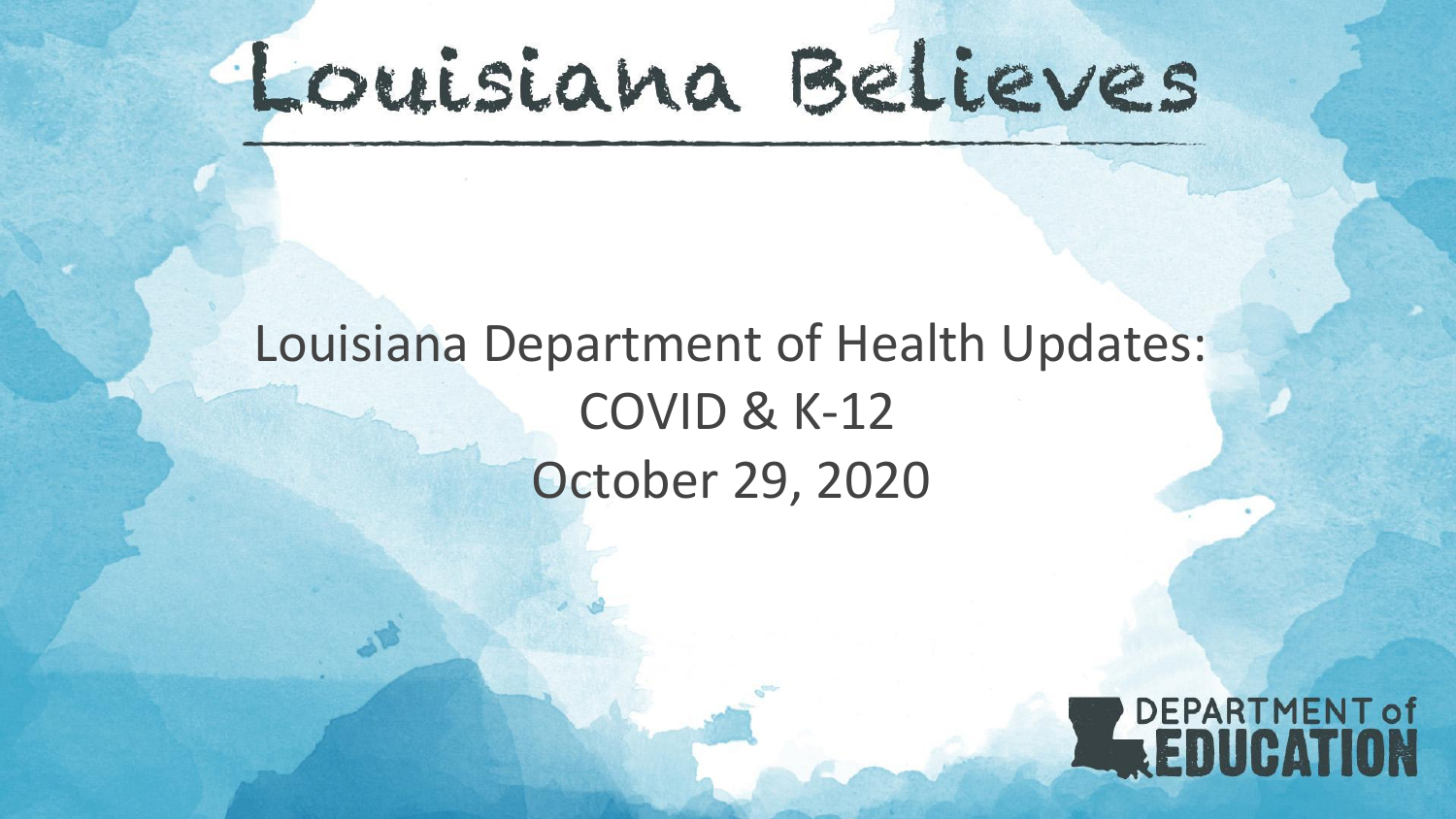# Louisiana Believes

## Louisiana Department of Health Updates: COVID & K-12

October 29, 2020

DEPARTMENT of EDUCATION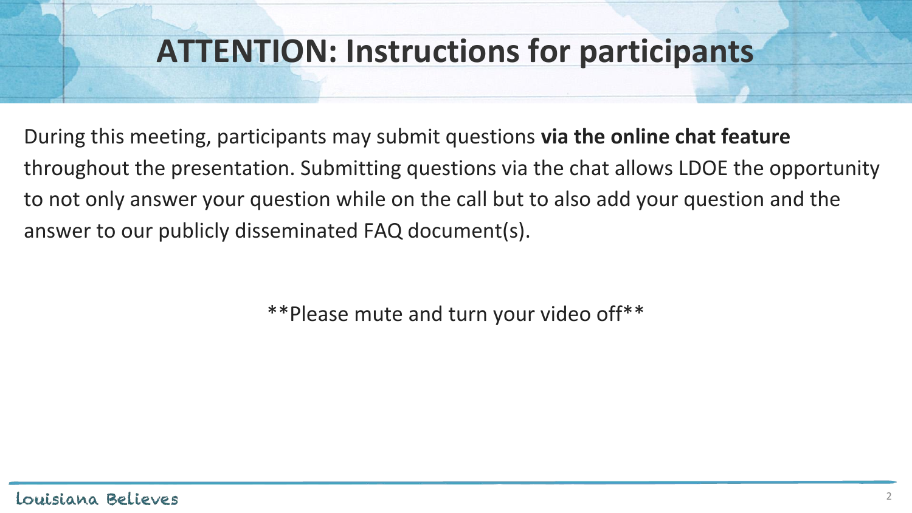# ATTENTION: Instructions for participants

During this meeting, participants may submit questions **via the online chat feature** throughout the presentation. Submitting questions via the chat allows LDOE the opportunity to not only answer your question while on the call but to also add your question and the answer to our publicly disseminated FAQ document(s).

**Please mute and turn your video off**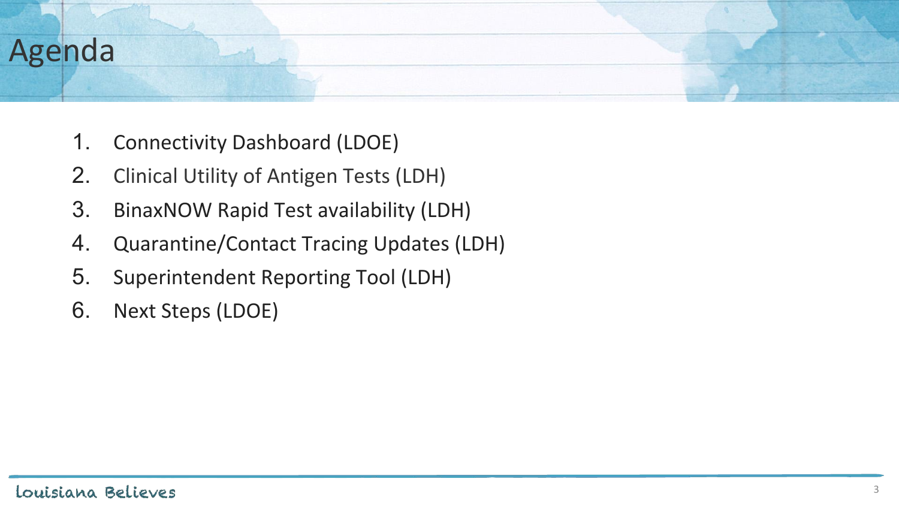# Agenda

1. Connectivity Dashboard (LDOE)
2. Clinical Utility of Antigen Tests (LDH)
3. BinaxNOW Rapid Test availability (LDH)
4. Quarantine/Contact Tracing Updates (LDH)
5. Superintendent Reporting Tool (LDH)
6. Next Steps (LDOE)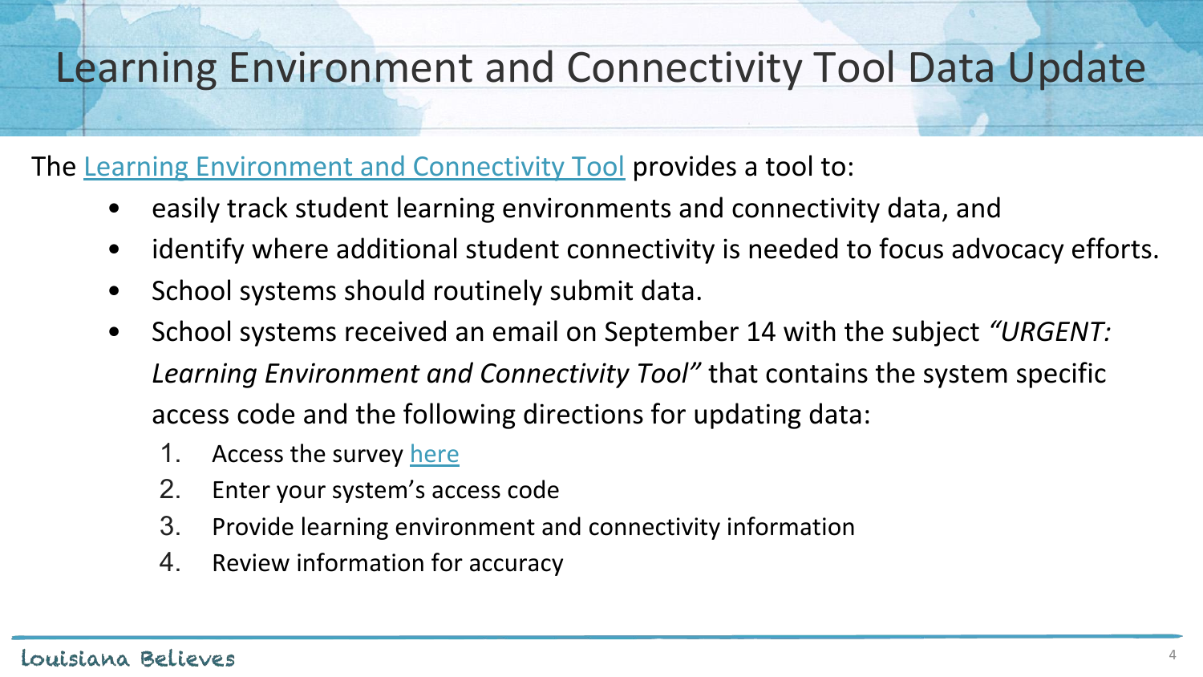# Learning Environment and Connectivity Tool Data Update

The Learning Environment and Connectivity Tool provides a tool to:

- easily track student learning environments and connectivity data, and
- identify where additional student connectivity is needed to focus advocacy efforts.
- School systems should routinely submit data.
- School systems received an email on September 14 with the subject *"URGENT: Learning Environment and Connectivity Tool"* that contains the system specific access code and the following directions for updating data:
  1. Access the survey here
  2. Enter your system's access code
  3. Provide learning environment and connectivity information
  4. Review information for accuracy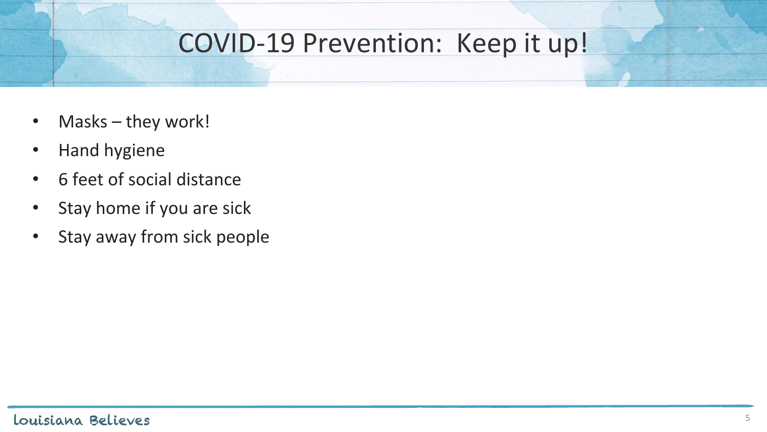# COVID-19 Prevention: Keep it up!

- Masks – they work!
- Hand hygiene
- 6 feet of social distance
- Stay home if you are sick
- Stay away from sick people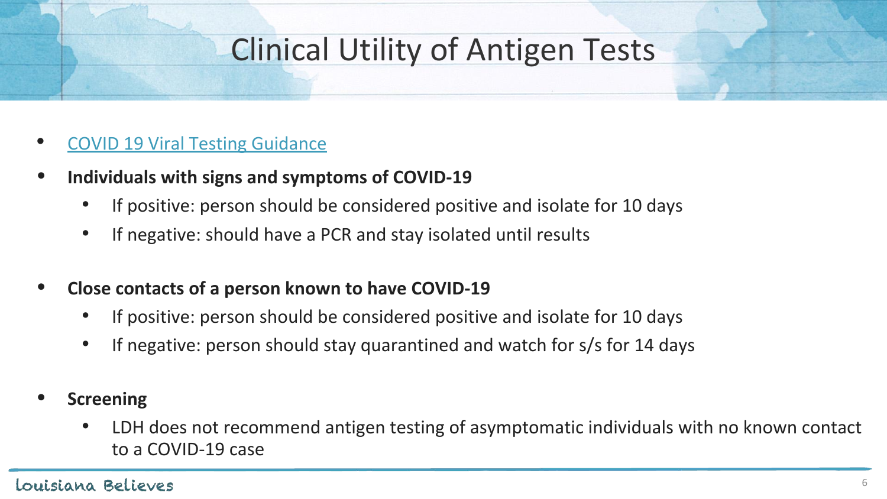# Clinical Utility of Antigen Tests

- COVID 19 Viral Testing Guidance
- **Individuals with signs and symptoms of COVID-19**
  - If positive: person should be considered positive and isolate for 10 days
  - If negative: should have a PCR and stay isolated until results
- **Close contacts of a person known to have COVID-19**
  - If positive: person should be considered positive and isolate for 10 days
  - If negative: person should stay quarantined and watch for s/s for 14 days
- **Screening**
  - LDH does not recommend antigen testing of asymptomatic individuals with no known contact to a COVID-19 case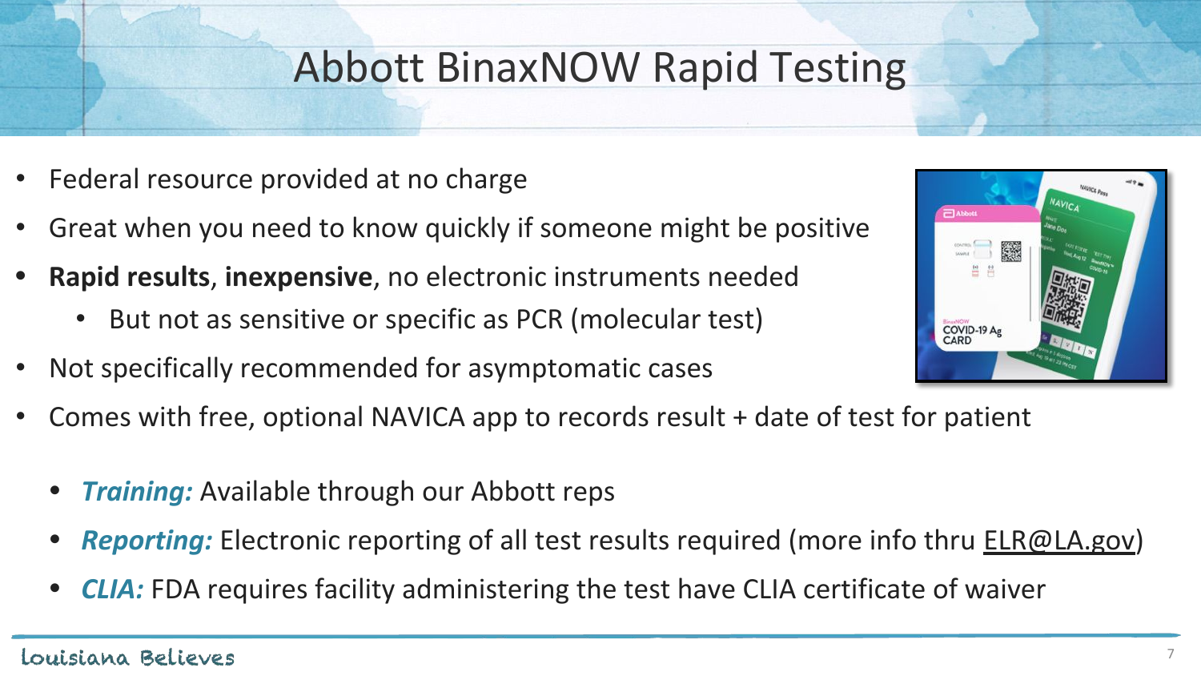# Abbott BinaxNOW Rapid Testing

- Federal resource provided at no charge
- Great when you need to know quickly if someone might be positive
- **Rapid results**, **inexpensive**, no electronic instruments needed
  - But not as sensitive or specific as PCR (molecular test)
- Not specifically recommended for asymptomatic cases
- Comes with free, optional NAVICA app to records result + date of test for patient
  - ***Training:*** Available through our Abbott reps
  - ***Reporting:*** Electronic reporting of all test results required (more info thru ELR@LA.gov)
  - ***CLIA:*** FDA requires facility administering the test have CLIA certificate of waiver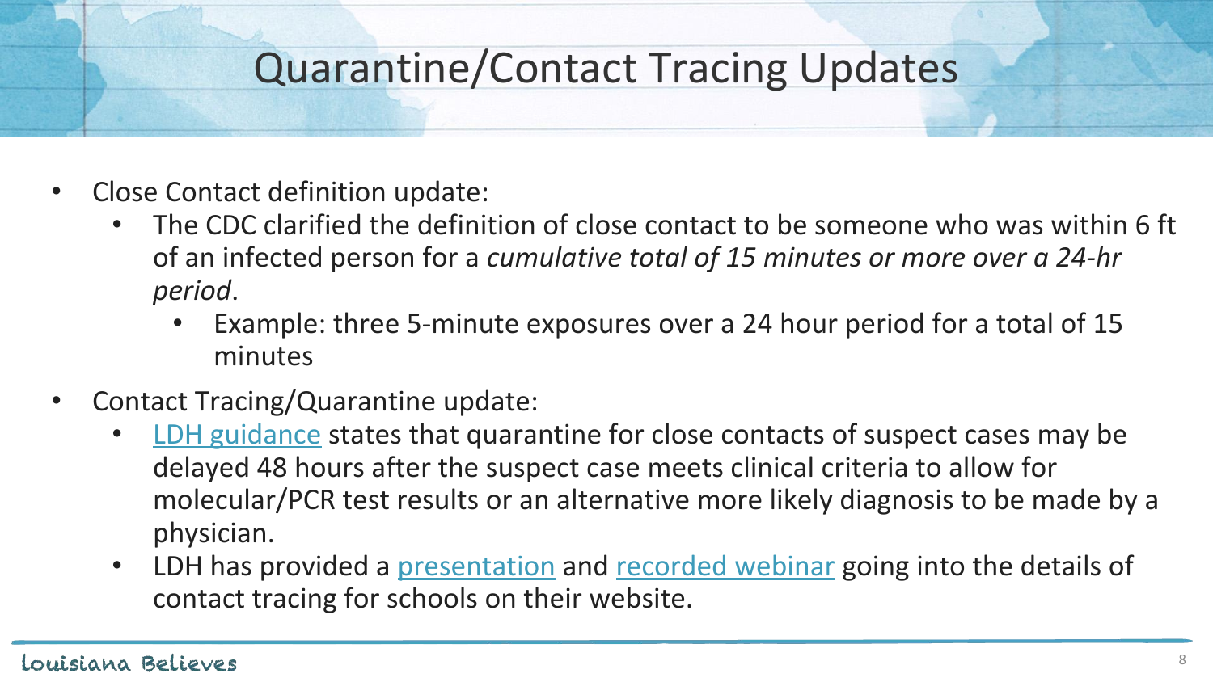# Quarantine/Contact Tracing Updates

- Close Contact definition update:
  - The CDC clarified the definition of close contact to be someone who was within 6 ft of an infected person for a *cumulative total of 15 minutes or more over a 24-hr period*.
    - Example: three 5-minute exposures over a 24 hour period for a total of 15 minutes
- Contact Tracing/Quarantine update:
  - LDH guidance states that quarantine for close contacts of suspect cases may be delayed 48 hours after the suspect case meets clinical criteria to allow for molecular/PCR test results or an alternative more likely diagnosis to be made by a physician.
  - LDH has provided a presentation and recorded webinar going into the details of contact tracing for schools on their website.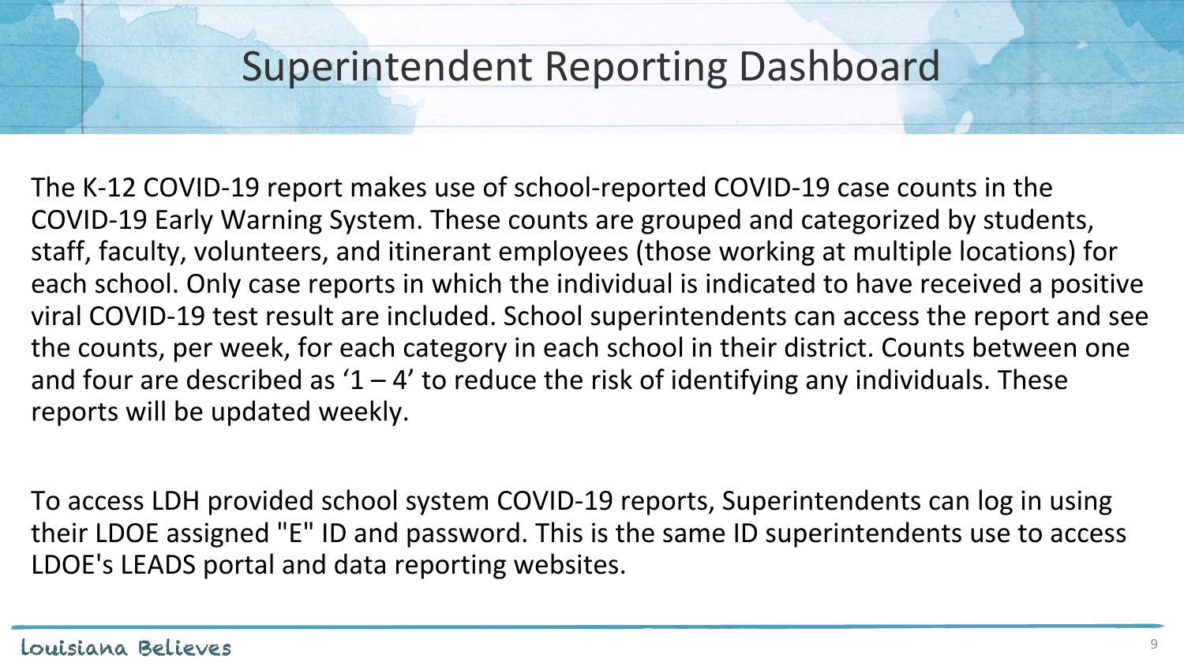# Superintendent Reporting Dashboard

The K-12 COVID-19 report makes use of school-reported COVID-19 case counts in the COVID-19 Early Warning System. These counts are grouped and categorized by students, staff, faculty, volunteers, and itinerant employees (those working at multiple locations) for each school. Only case reports in which the individual is indicated to have received a positive viral COVID-19 test result are included. School superintendents can access the report and see the counts, per week, for each category in each school in their district. Counts between one and four are described as '1 – 4' to reduce the risk of identifying any individuals. These reports will be updated weekly.

To access LDH provided school system COVID-19 reports, Superintendents can log in using their LDOE assigned "E" ID and password. This is the same ID superintendents use to access LDOE's LEADS portal and data reporting websites.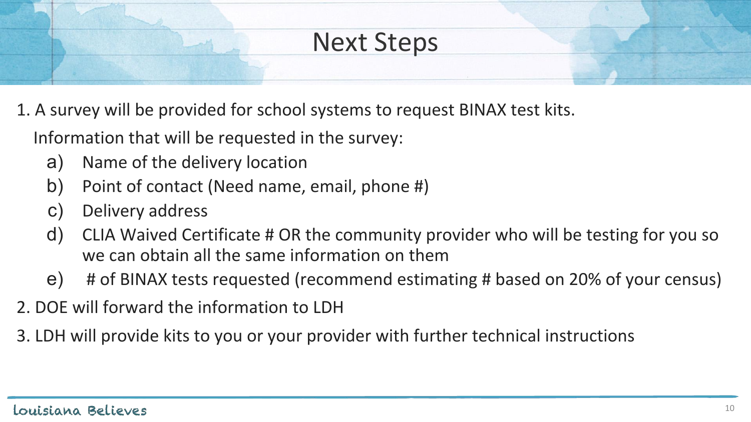# Next Steps

1. A survey will be provided for school systems to request BINAX test kits.

   Information that will be requested in the survey:

   a) Name of the delivery location
   b) Point of contact (Need name, email, phone #)
   c) Delivery address
   d) CLIA Waived Certificate # OR the community provider who will be testing for you so we can obtain all the same information on them
   e) # of BINAX tests requested (recommend estimating # based on 20% of your census)

2. DOE will forward the information to LDH

3. LDH will provide kits to you or your provider with further technical instructions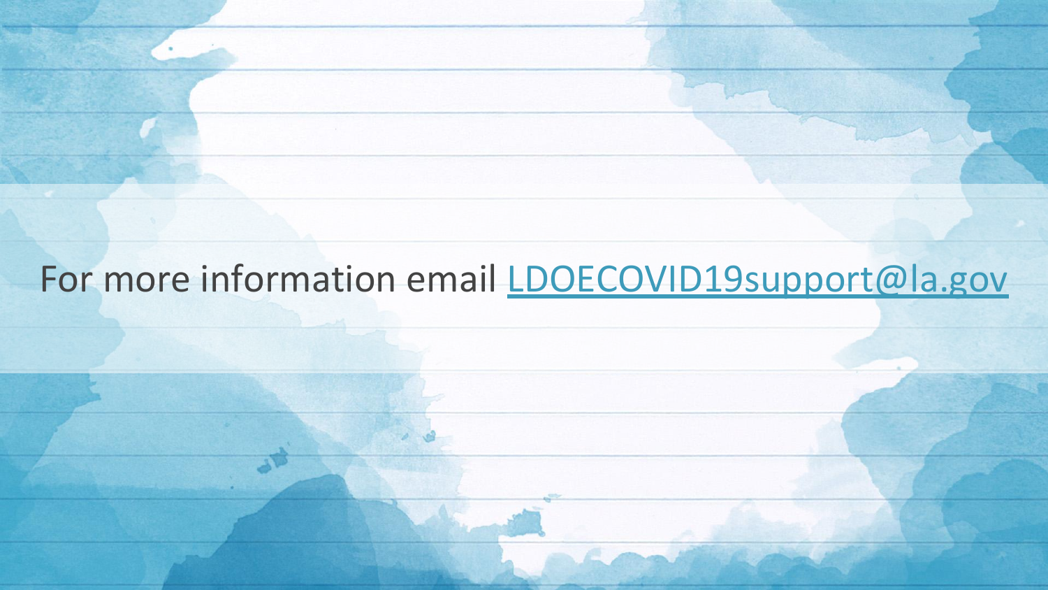For more information email [LDOECOVID19support@la.gov](mailto:LDOECOVID19support@la.gov)